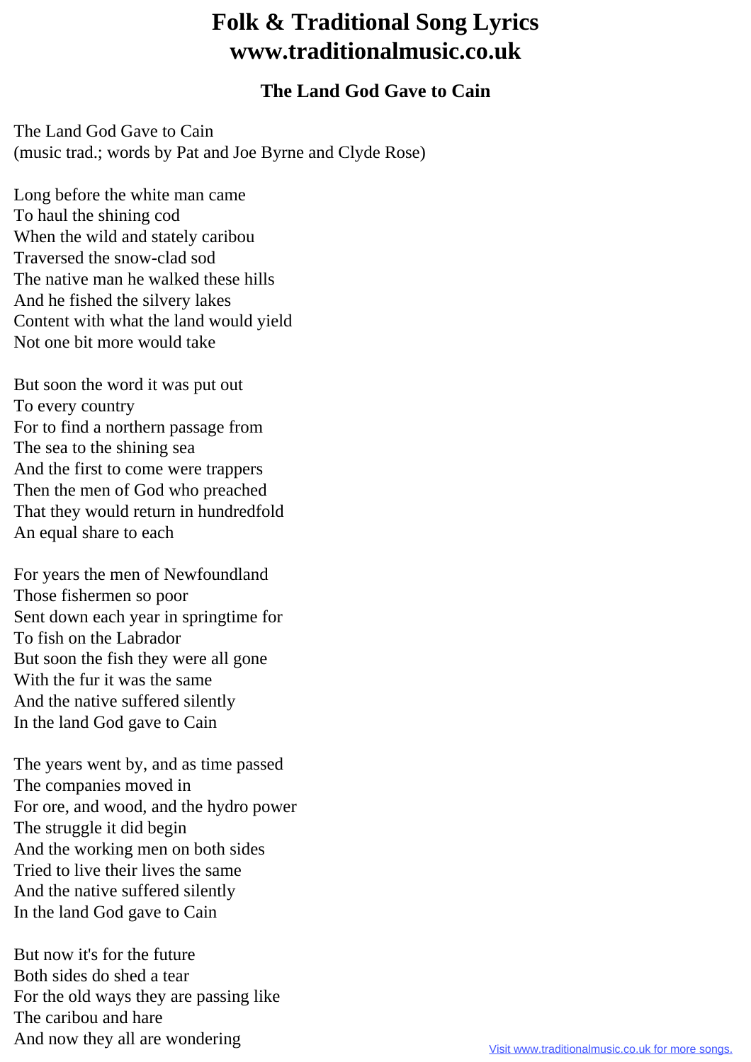# Folk & Traditional Song Lyrics
# www.traditionalmusic.co.uk

## The Land God Gave to Cain

The Land God Gave to Cain
(music trad.; words by Pat and Joe Byrne and Clyde Rose)

Long before the white man came
To haul the shining cod
When the wild and stately caribou
Traversed the snow-clad sod
The native man he walked these hills
And he fished the silvery lakes
Content with what the land would yield
Not one bit more would take

But soon the word it was put out
To every country
For to find a northern passage from
The sea to the shining sea
And the first to come were trappers
Then the men of God who preached
That they would return in hundredfold
An equal share to each

For years the men of Newfoundland
Those fishermen so poor
Sent down each year in springtime for
To fish on the Labrador
But soon the fish they were all gone
With the fur it was the same
And the native suffered silently
In the land God gave to Cain

The years went by, and as time passed
The companies moved in
For ore, and wood, and the hydro power
The struggle it did begin
And the working men on both sides
Tried to live their lives the same
And the native suffered silently
In the land God gave to Cain

But now it's for the future
Both sides do shed a tear
For the old ways they are passing like
The caribou and hare
And now they all are wondering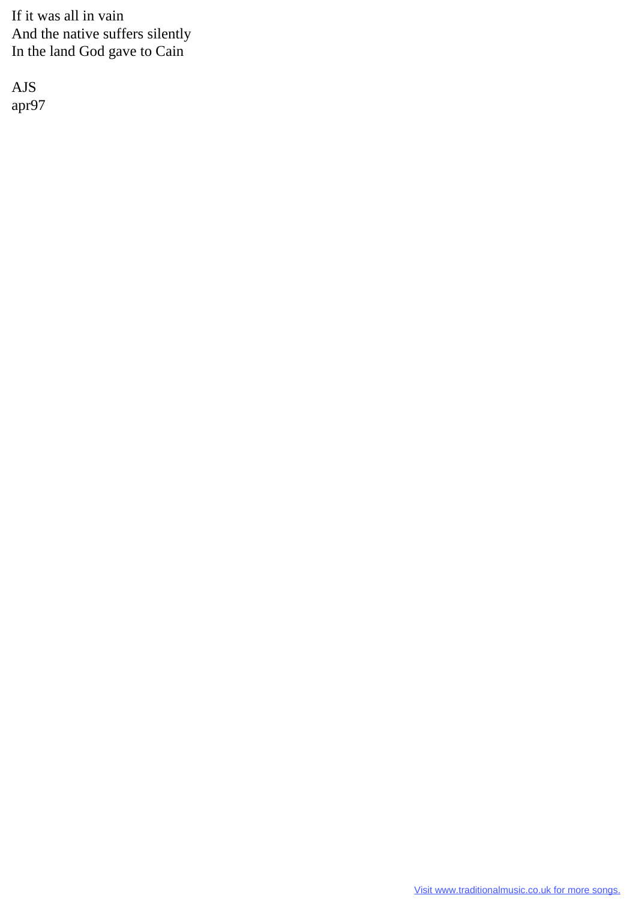If it was all in vain  
And the native suffers silently  
In the land God gave to Cain

AJS  
apr97